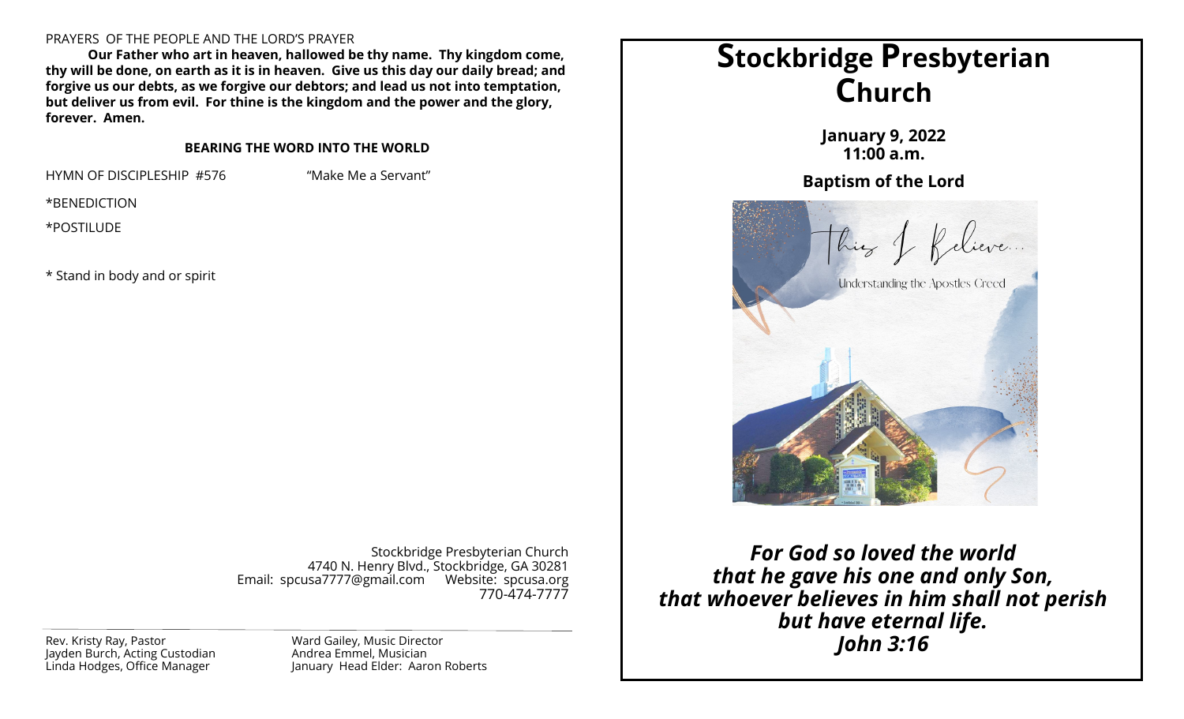PRAYERS OF THE PEOPLE AND THE LORD'S PRAYER

**Our Father who art in heaven, hallowed be thy name. Thy kingdom come, thy will be done, on earth as it is in heaven. Give us this day our daily bread; and forgive us our debts, as we forgive our debtors; and lead us not into temptation, but deliver us from evil. For thine is the kingdom and the power and the glory, forever. Amen.**

**BEARING THE WORD INTO THE WORLD**

HYMN OF DISCIPLESHIP #576 "Make Me a Servant"

*BENEDICTION

*POSTILUDE

* Stand in body and or spirit

Stockbridge Presbyterian Church
4740 N. Henry Blvd., Stockbridge, GA 30281
Email: spcusa7777@gmail.com Website: spcusa.org
770-474-7777

Rev. Kristy Ray, Pastor
Jayden Burch, Acting Custodian
Linda Hodges, Office Manager

Ward Gailey, Music Director
Andrea Emmel, Musician
January Head Elder: Aaron Roberts

# Stockbridge Presbyterian Church

**January 9, 2022**
**11:00 a.m.**

**Baptism of the Lord**

This I Believe...

Understanding the Apostles Creed

***For God so loved the world***
***that he gave his one and only Son,***
***that whoever believes in him shall not perish***
***but have eternal life.***
***John 3:16***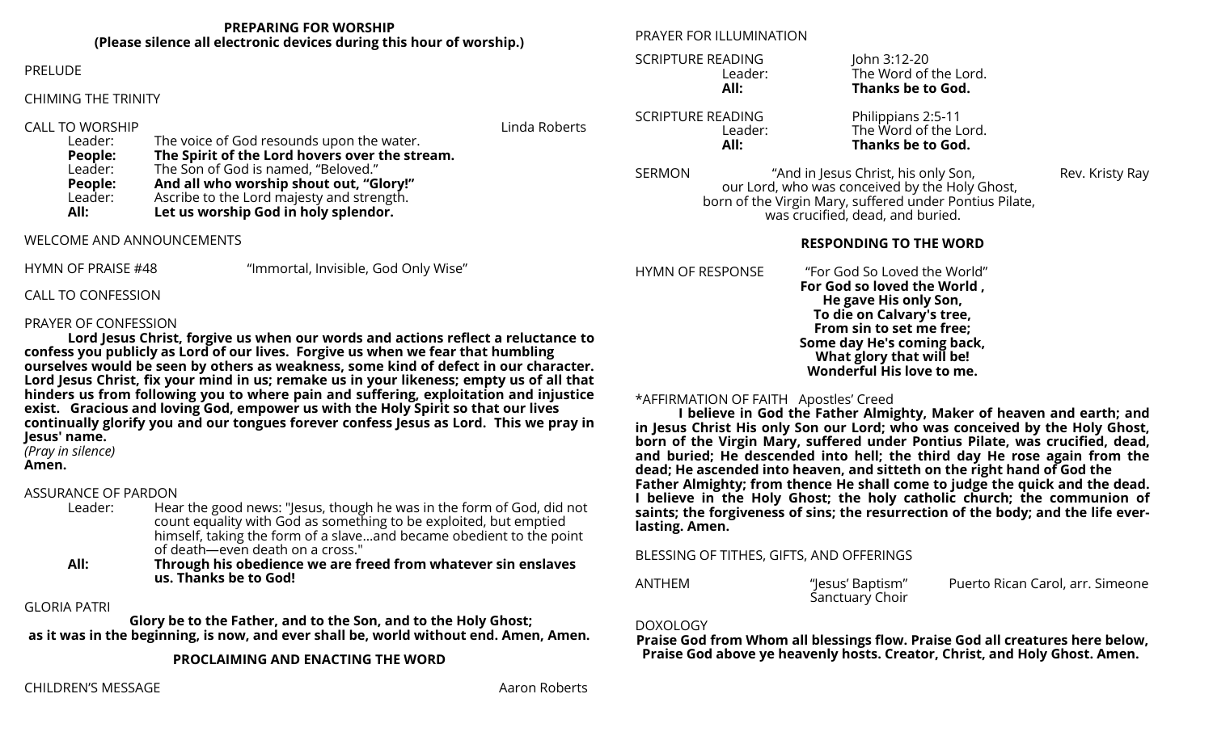## PREPARING FOR WORSHIP
**(Please silence all electronic devices during this hour of worship.)**

PRELUDE

CHIMING THE TRINITY

CALL TO WORSHIP Linda Roberts

Leader: The voice of God resounds upon the water.
**People: The Spirit of the Lord hovers over the stream.**
Leader: The Son of God is named, "Beloved."
**People: And all who worship shout out, "Glory!"**
Leader: Ascribe to the Lord majesty and strength.
**All: Let us worship God in holy splendor.**

WELCOME AND ANNOUNCEMENTS

HYMN OF PRAISE #48 "Immortal, Invisible, God Only Wise"

CALL TO CONFESSION

PRAYER OF CONFESSION

**Lord Jesus Christ, forgive us when our words and actions reflect a reluctance to confess you publicly as Lord of our lives. Forgive us when we fear that humbling ourselves would be seen by others as weakness, some kind of defect in our character. Lord Jesus Christ, fix your mind in us; remake us in your likeness; empty us of all that hinders us from following you to where pain and suffering, exploitation and injustice exist. Gracious and loving God, empower us with the Holy Spirit so that our lives continually glorify you and our tongues forever confess Jesus as Lord. This we pray in Jesus' name.**
*(Pray in silence)*
**Amen.**

ASSURANCE OF PARDON

Leader: Hear the good news: "Jesus, though he was in the form of God, did not count equality with God as something to be exploited, but emptied himself, taking the form of a slave…and became obedient to the point of death—even death on a cross."
**All: Through his obedience we are freed from whatever sin enslaves us. Thanks be to God!**

GLORIA PATRI

**Glory be to the Father, and to the Son, and to the Holy Ghost;**
**as it was in the beginning, is now, and ever shall be, world without end. Amen, Amen.**

## PROCLAIMING AND ENACTING THE WORD

CHILDREN'S MESSAGE Aaron Roberts

PRAYER FOR ILLUMINATION

SCRIPTURE READING John 3:12-20
Leader: The Word of the Lord.
**All: Thanks be to God.**

SCRIPTURE READING Philippians 2:5-11
Leader: The Word of the Lord.
**All: Thanks be to God.**

SERMON "And in Jesus Christ, his only Son, our Lord, who was conceived by the Holy Ghost, born of the Virgin Mary, suffered under Pontius Pilate, was crucified, dead, and buried. Rev. Kristy Ray

## RESPONDING TO THE WORD

HYMN OF RESPONSE "For God So Loved the World"

**For God so loved the World ,**
**He gave His only Son,**
**To die on Calvary's tree,**
**From sin to set me free;**
**Some day He's coming back,**
**What glory that will be!**
**Wonderful His love to me.**

*AFFIRMATION OF FAITH Apostles' Creed

**I believe in God the Father Almighty, Maker of heaven and earth; and in Jesus Christ His only Son our Lord; who was conceived by the Holy Ghost, born of the Virgin Mary, suffered under Pontius Pilate, was crucified, dead, and buried; He descended into hell; the third day He rose again from the dead; He ascended into heaven, and sitteth on the right hand of God the Father Almighty; from thence He shall come to judge the quick and the dead. I believe in the Holy Ghost; the holy catholic church; the communion of saints; the forgiveness of sins; the resurrection of the body; and the life ever-lasting. Amen.**

BLESSING OF TITHES, GIFTS, AND OFFERINGS

ANTHEM "Jesus' Baptism" Puerto Rican Carol, arr. Simeone
Sanctuary Choir

DOXOLOGY

**Praise God from Whom all blessings flow. Praise God all creatures here below,**
**Praise God above ye heavenly hosts. Creator, Christ, and Holy Ghost. Amen.**